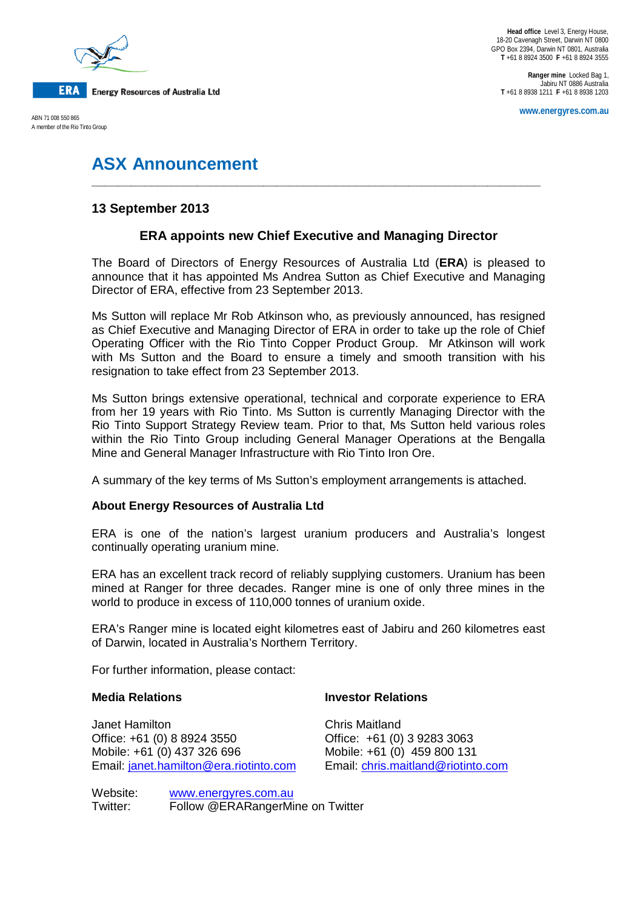**Energy Resources of Australia Ltd**

ABN 71 008 550 865
A member of the Rio Tinto Group

**Head office** Level 3, Energy House, 18-20 Cavenagh Street, Darwin NT 0800
GPO Box 2394, Darwin NT 0801, Australia
**T** +61 8 8924 3500 **F** +61 8 8924 3555

**Ranger mine** Locked Bag 1, Jabiru NT 0886 Australia
**T** +61 8 8938 1211 **F** +61 8 8938 1203

www.energyres.com.au

# ASX Announcement

**13 September 2013**

## ERA appoints new Chief Executive and Managing Director

The Board of Directors of Energy Resources of Australia Ltd (**ERA**) is pleased to announce that it has appointed Ms Andrea Sutton as Chief Executive and Managing Director of ERA, effective from 23 September 2013.

Ms Sutton will replace Mr Rob Atkinson who, as previously announced, has resigned as Chief Executive and Managing Director of ERA in order to take up the role of Chief Operating Officer with the Rio Tinto Copper Product Group. Mr Atkinson will work with Ms Sutton and the Board to ensure a timely and smooth transition with his resignation to take effect from 23 September 2013.

Ms Sutton brings extensive operational, technical and corporate experience to ERA from her 19 years with Rio Tinto. Ms Sutton is currently Managing Director with the Rio Tinto Support Strategy Review team. Prior to that, Ms Sutton held various roles within the Rio Tinto Group including General Manager Operations at the Bengalla Mine and General Manager Infrastructure with Rio Tinto Iron Ore.

A summary of the key terms of Ms Sutton's employment arrangements is attached.

**About Energy Resources of Australia Ltd**

ERA is one of the nation's largest uranium producers and Australia's longest continually operating uranium mine.

ERA has an excellent track record of reliably supplying customers. Uranium has been mined at Ranger for three decades. Ranger mine is one of only three mines in the world to produce in excess of 110,000 tonnes of uranium oxide.

ERA's Ranger mine is located eight kilometres east of Jabiru and 260 kilometres east of Darwin, located in Australia's Northern Territory.

For further information, please contact:

**Media Relations**

Janet Hamilton
Office: +61 (0) 8 8924 3550
Mobile: +61 (0) 437 326 696
Email: janet.hamilton@era.riotinto.com

**Investor Relations**

Chris Maitland
Office: +61 (0) 3 9283 3063
Mobile: +61 (0) 459 800 131
Email: chris.maitland@riotinto.com

Website: www.energyres.com.au
Twitter: Follow @ERARangerMine on Twitter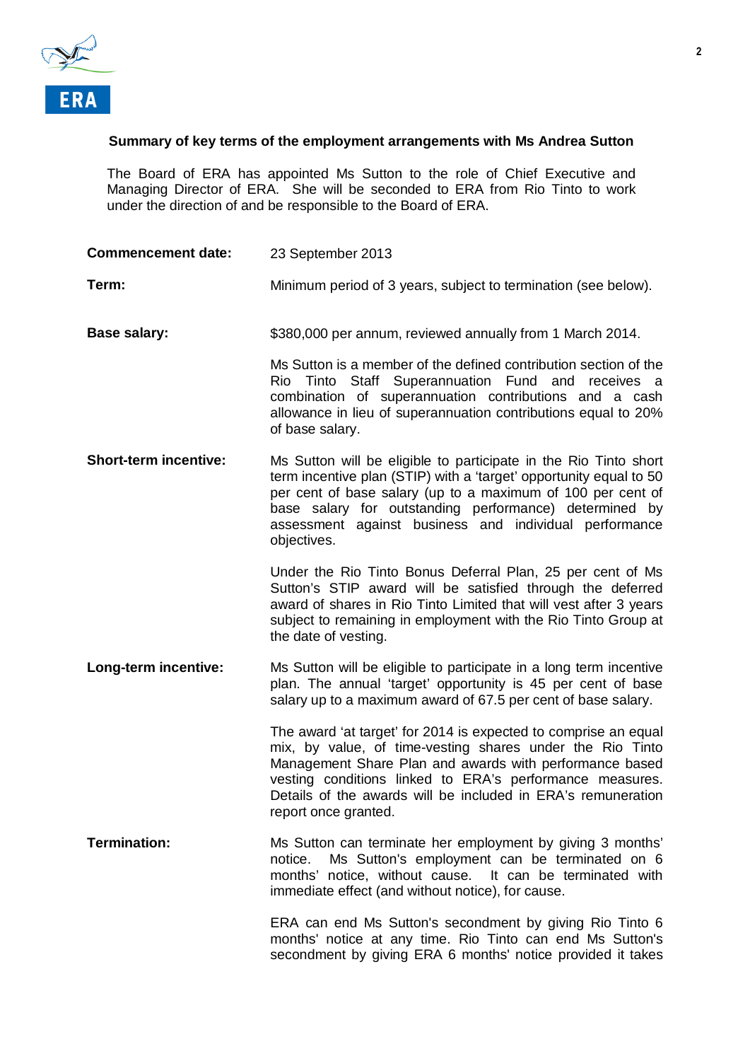**Summary of key terms of the employment arrangements with Ms Andrea Sutton**

The Board of ERA has appointed Ms Sutton to the role of Chief Executive and Managing Director of ERA. She will be seconded to ERA from Rio Tinto to work under the direction of and be responsible to the Board of ERA.

**Commencement date:** 23 September 2013

**Term:** Minimum period of 3 years, subject to termination (see below).

**Base salary:** $380,000 per annum, reviewed annually from 1 March 2014.

Ms Sutton is a member of the defined contribution section of the Rio Tinto Staff Superannuation Fund and receives a combination of superannuation contributions and a cash allowance in lieu of superannuation contributions equal to 20% of base salary.

**Short-term incentive:** Ms Sutton will be eligible to participate in the Rio Tinto short term incentive plan (STIP) with a 'target' opportunity equal to 50 per cent of base salary (up to a maximum of 100 per cent of base salary for outstanding performance) determined by assessment against business and individual performance objectives.

Under the Rio Tinto Bonus Deferral Plan, 25 per cent of Ms Sutton's STIP award will be satisfied through the deferred award of shares in Rio Tinto Limited that will vest after 3 years subject to remaining in employment with the Rio Tinto Group at the date of vesting.

**Long-term incentive:** Ms Sutton will be eligible to participate in a long term incentive plan. The annual 'target' opportunity is 45 per cent of base salary up to a maximum award of 67.5 per cent of base salary.

The award 'at target' for 2014 is expected to comprise an equal mix, by value, of time-vesting shares under the Rio Tinto Management Share Plan and awards with performance based vesting conditions linked to ERA's performance measures. Details of the awards will be included in ERA's remuneration report once granted.

**Termination:** Ms Sutton can terminate her employment by giving 3 months' notice. Ms Sutton's employment can be terminated on 6 months' notice, without cause. It can be terminated with immediate effect (and without notice), for cause.

ERA can end Ms Sutton's secondment by giving Rio Tinto 6 months' notice at any time. Rio Tinto can end Ms Sutton's secondment by giving ERA 6 months' notice provided it takes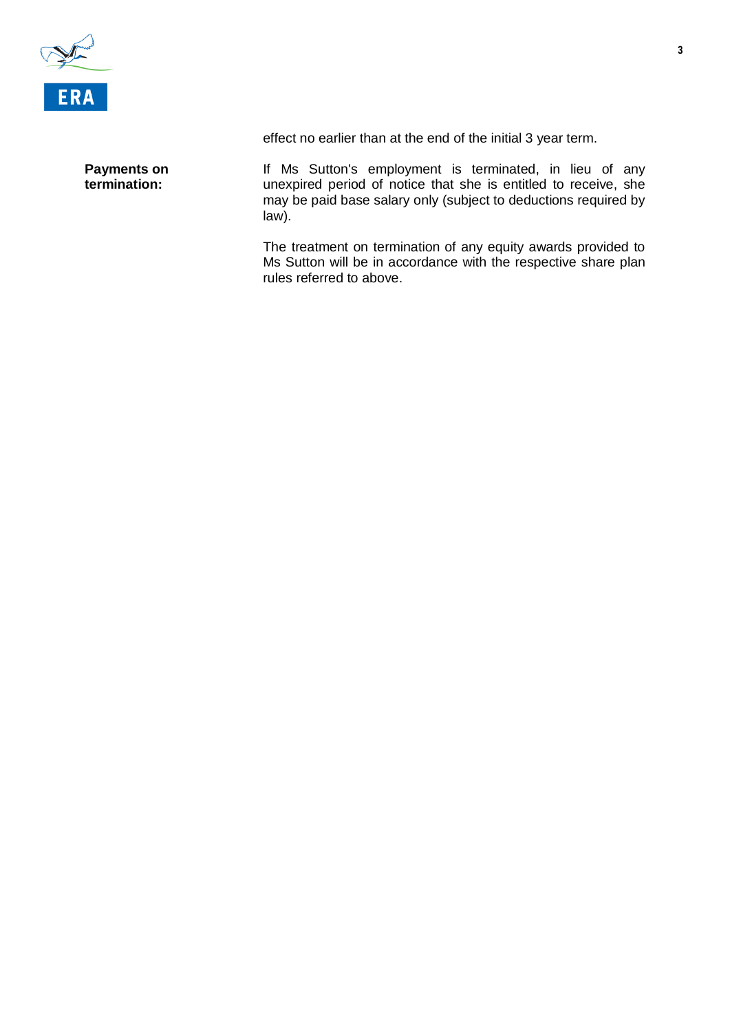effect no earlier than at the end of the initial 3 year term.

**Payments on termination:**

If Ms Sutton's employment is terminated, in lieu of any unexpired period of notice that she is entitled to receive, she may be paid base salary only (subject to deductions required by law).

The treatment on termination of any equity awards provided to Ms Sutton will be in accordance with the respective share plan rules referred to above.